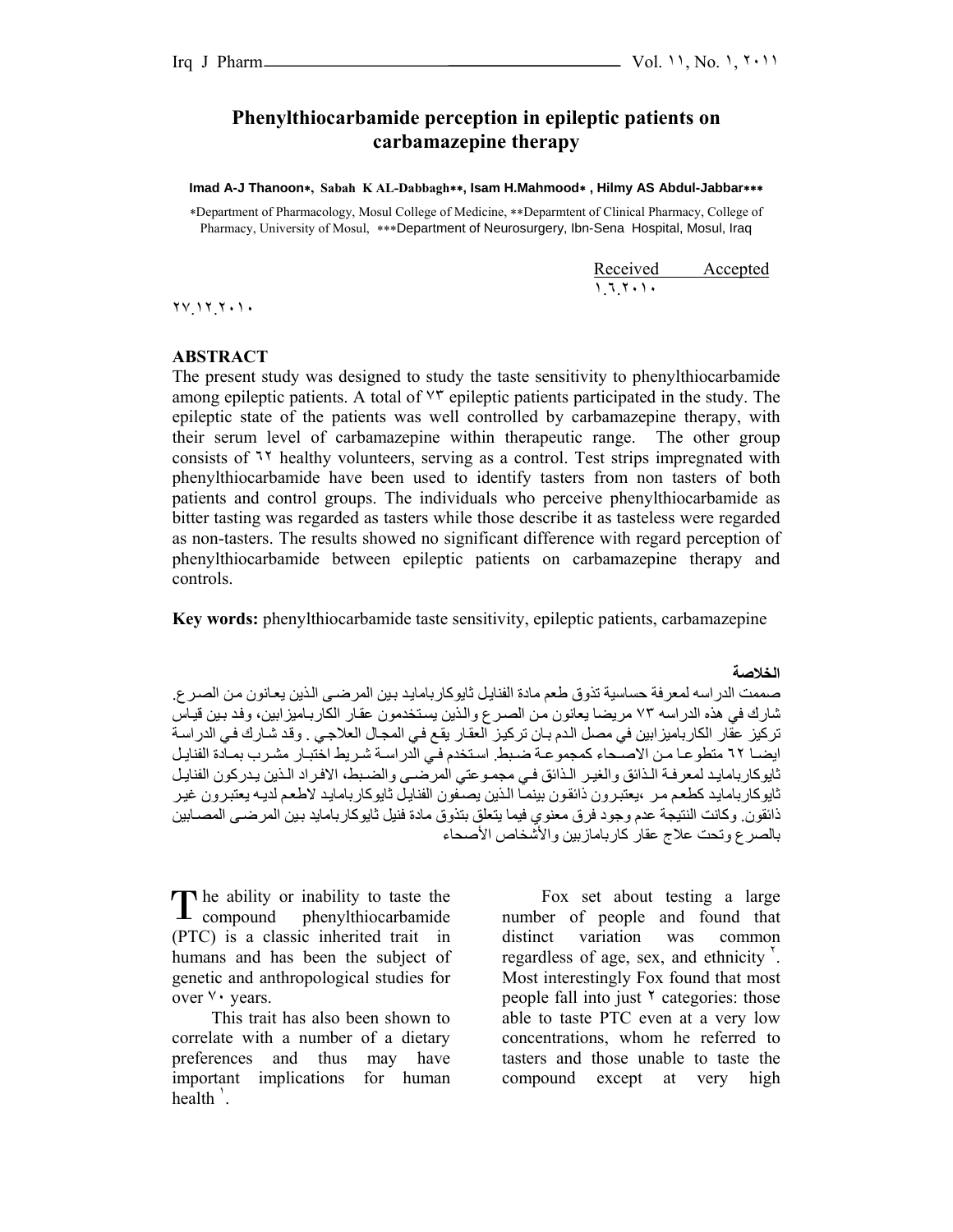# Phenylthiocarbamide perception in epileptic patients on carbamazepine therapy

**Imad A-J Thanoon\*, Sabah K AL-Dabbagh\*\*, Isam H.Mahmood\* , Hilmy AS Abdul-Jabbar\*\*\***

\*Department of Pharmacology, Mosul College of Medicine, \*\*Deparmtent of Clinical Pharmacy, College of Pharmacy, University of Mosul, \*\*\*Department of Neurosurgery, Ibn-Sena Hospital, Mosul, Iraq

| Received | Accepted |
|---|---|
| ١.٦.٢٠١٠ | ٢٧.١٢.٢٠١٠ |

## ABSTRACT

The present study was designed to study the taste sensitivity to phenylthiocarbamide among epileptic patients. A total of ٧٣ epileptic patients participated in the study. The epileptic state of the patients was well controlled by carbamazepine therapy, with their serum level of carbamazepine within therapeutic range. The other group consists of ٦٢ healthy volunteers, serving as a control. Test strips impregnated with phenylthiocarbamide have been used to identify tasters from non tasters of both patients and control groups. The individuals who perceive phenylthiocarbamide as bitter tasting was regarded as tasters while those describe it as tasteless were regarded as non-tasters. The results showed no significant difference with regard perception of phenylthiocarbamide between epileptic patients on carbamazepine therapy and controls.

**Key words:** phenylthiocarbamide taste sensitivity, epileptic patients, carbamazepine

## الخلاصة

صممت الدراسه لمعرفة حساسية تذوق طعم مادة الفنايل ثايوكاربامايد بين المرضى الذين يعانون من الصرع. شارك في هذه الدراسه ٧٣ مريضا يعانون من الصرع والذين يستخدمون عقار الكاربامزابين، وقد بين قياس تركيز عقار الكاربامزابين في مصل الدم بان تركيز العقار يقع في المجال العلاجي . وقد شارك في الدراسة ايضا ٦٢ متطوعا من الاصحاء كمجموعة ضبط. استخدم في الدراسة شريط اختبار مشرب بمادة الفنايل ثايوكاربامايد لمعرفة الذائق والغير الذائق في مجموعتي المرضى والضبط، الافراد الذين يدركون الفنايل ثايوكاربامايد كطعم مر ،يعتبرون ذائقون بينما الذين يصفون الفنايل ثايوكاربامايد لاطعم لديه يعتبرون غير ذائقون. وكانت النتيجة عدم وجود فرق معنوي فيما يتعلق بتذوق مادة فنيل ثايوكاربامايد بين المرضى المصابين بالصرع وتحت علاج عقار كاربامازبين والأشخاص الأصحاء

The ability or inability to taste the compound phenylthiocarbamide (PTC) is a classic inherited trait in humans and has been the subject of genetic and anthropological studies for over ٧٠ years.

This trait has also been shown to correlate with a number of a dietary preferences and thus may have important implications for human health [١].

Fox set about testing a large number of people and found that distinct variation was common regardless of age, sex, and ethnicity [٢]. Most interestingly Fox found that most people fall into just ٢ categories: those able to taste PTC even at a very low concentrations, whom he referred to tasters and those unable to taste the compound except at very high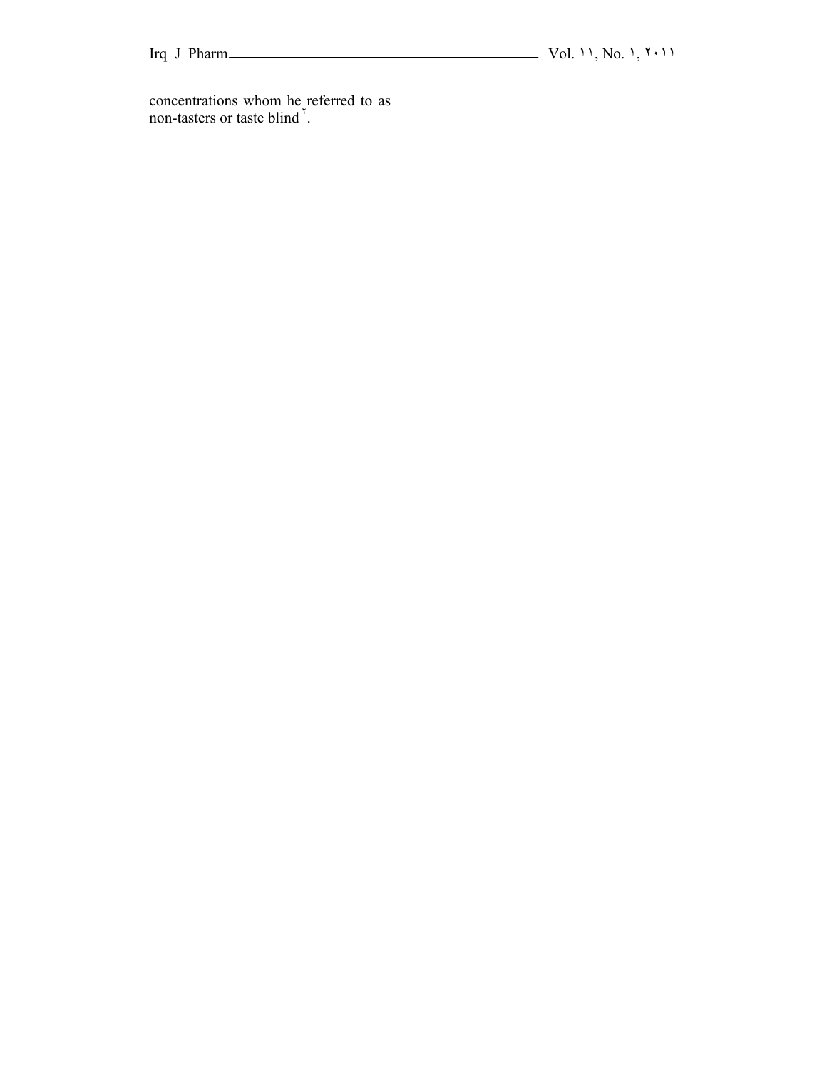concentrations whom he referred to as non-tasters or taste blind [٢].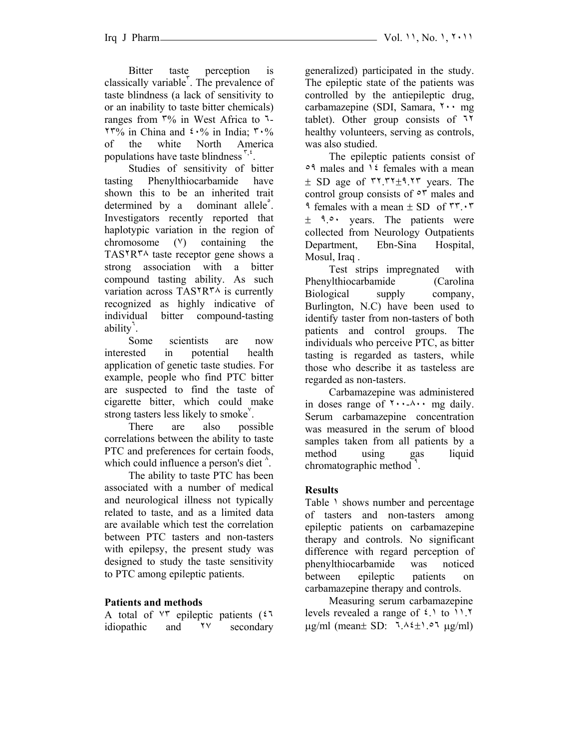Bitter taste perception is classically variable[٣]. The prevalence of taste blindness (a lack of sensitivity to or an inability to taste bitter chemicals) ranges from ٣% in West Africa to ٦-٢٣% in China and ٤٠% in India; ٣٠% of the white North America populations have taste blindness [٣,٤].

Studies of sensitivity of bitter tasting Phenylthiocarbamide have shown this to be an inherited trait determined by a dominant allele[٥]. Investigators recently reported that haplotypic variation in the region of chromosome (٧) containing the TAS٢R٣٨ taste receptor gene shows a strong association with a bitter compound tasting ability. As such variation across TAS٢R٣٨ is currently recognized as highly indicative of individual bitter compound-tasting ability[٦].

Some scientists are now interested in potential health application of genetic taste studies. For example, people who find PTC bitter are suspected to find the taste of cigarette bitter, which could make strong tasters less likely to smoke[٧].

There are also possible correlations between the ability to taste PTC and preferences for certain foods, which could influence a person's diet [٨].

The ability to taste PTC has been associated with a number of medical and neurological illness not typically related to taste, and as a limited data are available which test the correlation between PTC tasters and non-tasters with epilepsy, the present study was designed to study the taste sensitivity to PTC among epileptic patients.

**Patients and methods**

A total of ٧٣ epileptic patients (٤٦ idiopathic and ٢٧ secondary generalized) participated in the study. The epileptic state of the patients was controlled by the antiepileptic drug, carbamazepine (SDI, Samara, ٢٠٠ mg tablet). Other group consists of ٦٢ healthy volunteers, serving as controls, was also studied.

The epileptic patients consist of ٥٩ males and ١٤ females with a mean ± SD age of ٣٢.٣٢±٩.٢٣ years. The control group consists of ٥٣ males and ٩ females with a mean ± SD of ٣٣.٠٣ ± ٩.٥٠ years. The patients were collected from Neurology Outpatients Department, Ebn-Sina Hospital, Mosul, Iraq .

Test strips impregnated with Phenylthiocarbamide (Carolina Biological supply company, Burlington, N.C) have been used to identify taster from non-tasters of both patients and control groups. The individuals who perceive PTC, as bitter tasting is regarded as tasters, while those who describe it as tasteless are regarded as non-tasters.

Carbamazepine was administered in doses range of ٢٠٠-٨٠٠ mg daily. Serum carbamazepine concentration was measured in the serum of blood samples taken from all patients by a method using gas liquid chromatographic method [٩].

**Results**

Table ١ shows number and percentage of tasters and non-tasters among epileptic patients on carbamazepine therapy and controls. No significant difference with regard perception of phenylthiocarbamide was noticed between epileptic patients on carbamazepine therapy and controls.

Measuring serum carbamazepine levels revealed a range of ٤.١ to ١١.٢ μg/ml (mean± SD: ٦.٨٤±١.٥٦ μg/ml)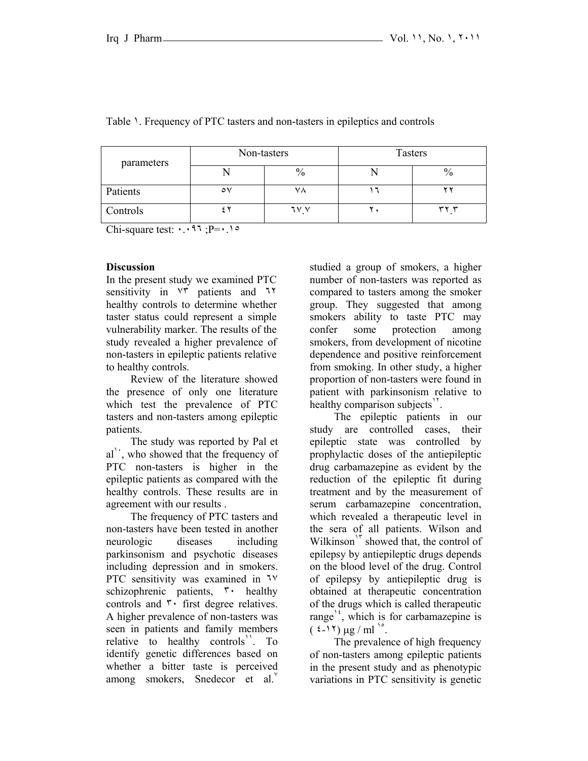Table ١. Frequency of PTC tasters and non-tasters in epileptics and controls

| parameters | Non-tasters | | Tasters | |
|---|---|---|---|---|
| | N | % | N | % |
| Patients | ٥٧ | ٧٨ | ١٦ | ٢٢ |
| Controls | ٤٢ | ٦٧.٧ | ٢٠ | ٣٢.٣ |

Chi-square test: ٠.٠٩٦ ;P=٠.١٥

**Discussion**

In the present study we examined PTC sensitivity in ٧٣ patients and ٦٢ healthy controls to determine whether taster status could represent a simple vulnerability marker. The results of the study revealed a higher prevalence of non-tasters in epileptic patients relative to healthy controls.

Review of the literature showed the presence of only one literature which test the prevalence of PTC tasters and non-tasters among epileptic patients.

The study was reported by Pal et al[١٠], who showed that the frequency of PTC non-tasters is higher in the epileptic patients as compared with the healthy controls. These results are in agreement with our results .

The frequency of PTC tasters and non-tasters have been tested in another neurologic diseases including parkinsonism and psychotic diseases including depression and in smokers. PTC sensitivity was examined in ٦٧ schizophrenic patients, ٣٠ healthy controls and ٣٠ first degree relatives. A higher prevalence of non-tasters was seen in patients and family members relative to healthy controls[١١]. To identify genetic differences based on whether a bitter taste is perceived among smokers, Snedecor et al.[٧] studied a group of smokers, a higher number of non-tasters was reported as compared to tasters among the smoker group. They suggested that among smokers ability to taste PTC may confer some protection among smokers, from development of nicotine dependence and positive reinforcement from smoking. In other study, a higher proportion of non-tasters were found in patient with parkinsonism relative to healthy comparison subjects[١٢].

The epileptic patients in our study are controlled cases, their epileptic state was controlled by prophylactic doses of the antiepileptic drug carbamazepine as evident by the reduction of the epileptic fit during treatment and by the measurement of serum carbamazepine concentration, which revealed a therapeutic level in the sera of all patients. Wilson and Wilkinson[١٣] showed that, the control of epilepsy by antiepileptic drugs depends on the blood level of the drug. Control of epilepsy by antiepileptic drug is obtained at therapeutic concentration of the drugs which is called therapeutic range[١٤], which is for carbamazepine is ( ٤-١٢) μg / ml [١٥].

The prevalence of high frequency of non-tasters among epileptic patients in the present study and as phenotypic variations in PTC sensitivity is genetic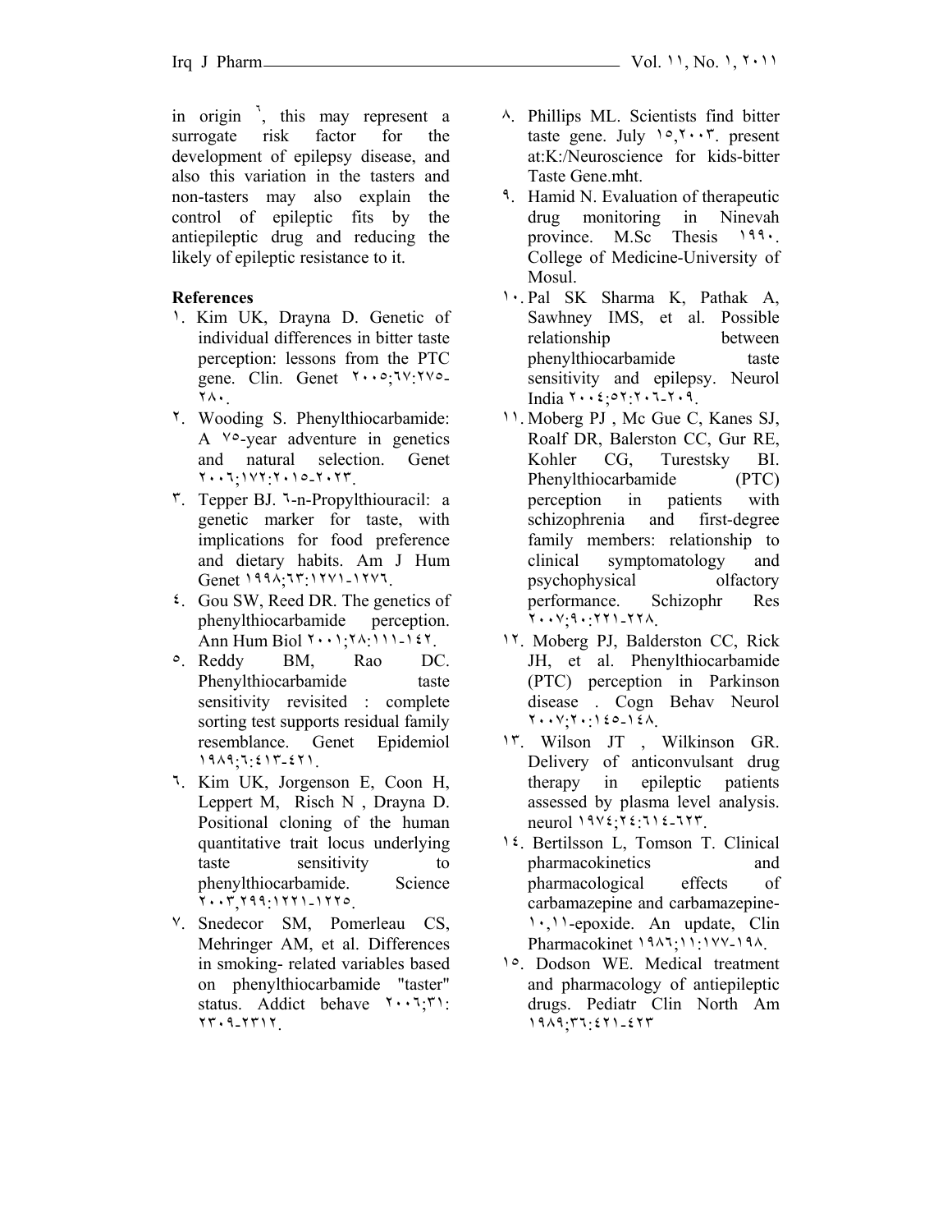in origin [٦], this may represent a surrogate risk factor for the development of epilepsy disease, and also this variation in the tasters and non-tasters may also explain the control of epileptic fits by the antiepileptic drug and reducing the likely of epileptic resistance to it.

**References**

١. Kim UK, Drayna D. Genetic of individual differences in bitter taste perception: lessons from the PTC gene. Clin. Genet ٢٠٠٥;٦٧:٢٧٥-٢٨٠.

٢. Wooding S. Phenylthiocarbamide: A ٧٥-year adventure in genetics and natural selection. Genet ٢٠٠٦;١٧٢:٢٠١٥-٢٠٢٣.

٣. Tepper BJ. ٦-n-Propylthiouracil: a genetic marker for taste, with implications for food preference and dietary habits. Am J Hum Genet ١٩٩٨;٦٣:١٢٧١-١٢٧٦.

٤. Gou SW, Reed DR. The genetics of phenylthiocarbamide perception. Ann Hum Biol ٢٠٠١;٢٨:١١١-١٤٢.

٥. Reddy BM, Rao DC. Phenylthiocarbamide taste sensitivity revisited : complete sorting test supports residual family resemblance. Genet Epidemiol ١٩٨٩;٦:٤١٣-٤٢١.

٦. Kim UK, Jorgenson E, Coon H, Leppert M, Risch N , Drayna D. Positional cloning of the human quantitative trait locus underlying taste sensitivity to phenylthiocarbamide. Science ٢٠٠٣,٢٩٩:١٢٢١-١٢٢٥.

٧. Snedecor SM, Pomerleau CS, Mehringer AM, et al. Differences in smoking- related variables based on phenylthiocarbamide "taster" status. Addict behave ٢٠٠٦;٣١: ٢٣٠٩-٢٣١٢.

٨. Phillips ML. Scientists find bitter taste gene. July ١٥,٢٠٠٣. present at:K:/Neuroscience for kids-bitter Taste Gene.mht.

٩. Hamid N. Evaluation of therapeutic drug monitoring in Ninevah province. M.Sc Thesis ١٩٩٠. College of Medicine-University of Mosul.

١٠. Pal SK Sharma K, Pathak A, Sawhney IMS, et al. Possible relationship between phenylthiocarbamide taste sensitivity and epilepsy. Neurol India ٢٠٠٤;٥٢:٢٠٦-٢٠٩.

١١. Moberg PJ , Mc Gue C, Kanes SJ, Roalf DR, Balerston CC, Gur RE, Kohler CG, Turestsky BI. Phenylthiocarbamide (PTC) perception in patients with schizophrenia and first-degree family members: relationship to clinical symptomatology and psychophysical olfactory performance. Schizophr Res ٢٠٠٧;٩٠:٢٢١-٢٢٨.

١٢. Moberg PJ, Balderston CC, Rick JH, et al. Phenylthiocarbamide (PTC) perception in Parkinson disease . Cogn Behav Neurol ٢٠٠٧;٢٠:١٤٥-١٤٨.

١٣. Wilson JT , Wilkinson GR. Delivery of anticonvulsant drug therapy in epileptic patients assessed by plasma level analysis. neurol ١٩٧٤;٢٤:٦١٤-٦٢٣.

١٤. Bertilsson L, Tomson T. Clinical pharmacokinetics and pharmacological effects of carbamazepine and carbamazepine-١٠,١١-epoxide. An update, Clin Pharmacokinet ١٩٨٦;١١:١٧٧-١٩٨.

١٥. Dodson WE. Medical treatment and pharmacology of antiepileptic drugs. Pediatr Clin North Am ١٩٨٩;٣٦:٤٢١-٤٢٣